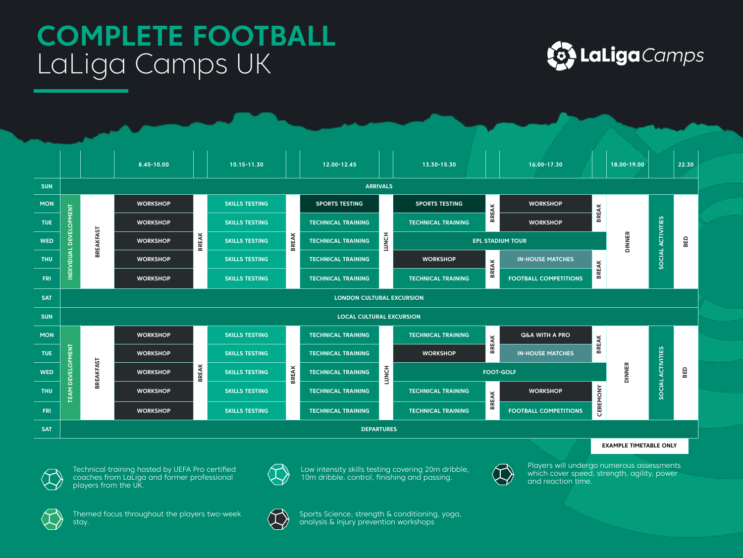# COMPLETE FOOTBALL

## LaLiga Camps UK

LaLigaCamps

| | | | 8.45-10.00 | | 10.15-11.30 | | 12.00-12.45 | | 13.30-15.30 | | 16.00-17.30 | | 18.00-19.00 | | 22.30 |
|---|---|---|---|---|---|---|---|---|---|---|---|---|---|---|---|
| SUN | ARRIVALS | | | | | | | | | | | | | | |
| MON | INDIVIDUAL DEVELOPMENT | BREAKFAST | WORKSHOP | BREAK | SKILLS TESTING | BREAK | SPORTS TESTING | LUNCH | SPORTS TESTING | BREAK | WORKSHOP | BREAK | DINNER | SOCIAL ACTIVITIES | BED |
| TUE | INDIVIDUAL DEVELOPMENT | BREAKFAST | WORKSHOP | BREAK | SKILLS TESTING | BREAK | TECHNICAL TRAINING | LUNCH | TECHNICAL TRAINING | BREAK | WORKSHOP | BREAK | DINNER | SOCIAL ACTIVITIES | BED |
| WED | INDIVIDUAL DEVELOPMENT | BREAKFAST | WORKSHOP | BREAK | SKILLS TESTING | BREAK | TECHNICAL TRAINING | LUNCH | EPL STADIUM TOUR | | | | DINNER | SOCIAL ACTIVITIES | BED |
| THU | INDIVIDUAL DEVELOPMENT | BREAKFAST | WORKSHOP | BREAK | SKILLS TESTING | BREAK | TECHNICAL TRAINING | LUNCH | WORKSHOP | BREAK | IN-HOUSE MATCHES | BREAK | DINNER | SOCIAL ACTIVITIES | BED |
| FRI | INDIVIDUAL DEVELOPMENT | BREAKFAST | WORKSHOP | BREAK | SKILLS TESTING | BREAK | TECHNICAL TRAINING | LUNCH | TECHNICAL TRAINING | BREAK | FOOTBALL COMPETITIONS | BREAK | DINNER | SOCIAL ACTIVITIES | BED |
| SAT | LONDON CULTURAL EXCURSION | | | | | | | | | | | | | | |
| SUN | LOCAL CULTURAL EXCURSION | | | | | | | | | | | | | | |
| MON | TEAM DEVELOPMENT | BREAKFAST | WORKSHOP | BREAK | SKILLS TESTING | BREAK | TECHNICAL TRAINING | LUNCH | TECHNICAL TRAINING | BREAK | Q&A WITH A PRO | BREAK | DINNER | SOCIAL ACTIVITIES | BED |
| TUE | TEAM DEVELOPMENT | BREAKFAST | WORKSHOP | BREAK | SKILLS TESTING | BREAK | TECHNICAL TRAINING | LUNCH | WORKSHOP | BREAK | IN-HOUSE MATCHES | BREAK | DINNER | SOCIAL ACTIVITIES | BED |
| WED | TEAM DEVELOPMENT | BREAKFAST | WORKSHOP | BREAK | SKILLS TESTING | BREAK | TECHNICAL TRAINING | LUNCH | FOOT-GOLF | | | | DINNER | SOCIAL ACTIVITIES | BED |
| THU | TEAM DEVELOPMENT | BREAKFAST | WORKSHOP | BREAK | SKILLS TESTING | BREAK | TECHNICAL TRAINING | LUNCH | TECHNICAL TRAINING | BREAK | WORKSHOP | CEREMONY | DINNER | SOCIAL ACTIVITIES | BED |
| FRI | TEAM DEVELOPMENT | BREAKFAST | WORKSHOP | BREAK | SKILLS TESTING | BREAK | TECHNICAL TRAINING | LUNCH | TECHNICAL TRAINING | BREAK | FOOTBALL COMPETITIONS | CEREMONY | DINNER | SOCIAL ACTIVITIES | BED |
| SAT | DEPARTURES | | | | | | | | | | | | | | |

EXAMPLE TIMETABLE ONLY

- Technical training hosted by UEFA Pro certified coaches from LaLiga and former professional players from the UK.
- Low intensity skills testing covering 20m dribble, 10m dribble, control, finishing and passing.
- Players will undergo numerous assessments which cover speed, strength, agility, power and reaction time.
- Themed focus throughout the players two-week stay.
- Sports Science, strength & conditioning, yoga, analysis & injury prevention workshops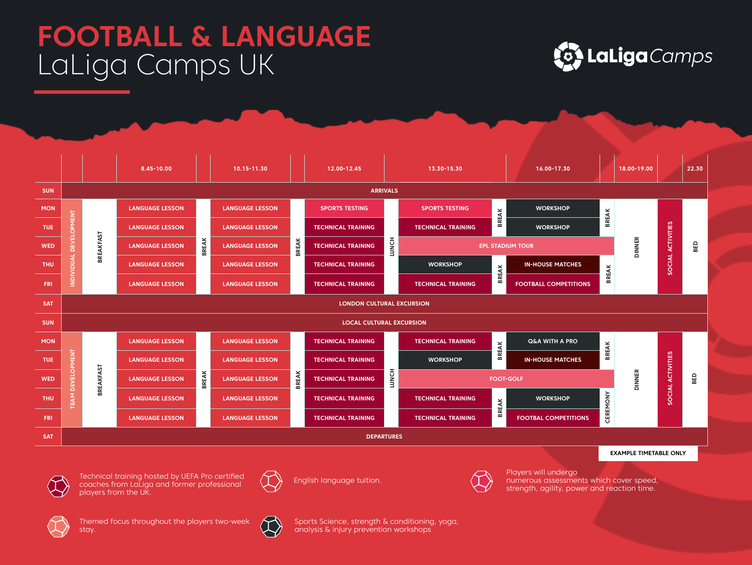# FOOTBALL & LANGUAGE
## LaLiga Camps UK

LaLiga Camps

| | | | 8.45-10.00 | | 10.15-11.30 | | 12.00-12.45 | | 13.30-15.30 | | 16.00-17.30 | | 18.00-19.00 | | 22.30 |
|---|---|---|---|---|---|---|---|---|---|---|---|---|---|---|---|
| SUN | ARRIVALS | | | | | | | | | | | | | | |
| MON | INDIVIDUAL DEVELOPMENT | BREAKFAST | LANGUAGE LESSON | BREAK | LANGUAGE LESSON | BREAK | SPORTS TESTING | LUNCH | SPORTS TESTING | BREAK | WORKSHOP | BREAK | DINNER | SOCIAL ACTIVITIES | BED |
| TUE | | | LANGUAGE LESSON | | LANGUAGE LESSON | | TECHNICAL TRAINING | | TECHNICAL TRAINING | | WORKSHOP | | | | |
| WED | | | LANGUAGE LESSON | | LANGUAGE LESSON | | TECHNICAL TRAINING | | EPL STADIUM TOUR | | | | | | |
| THU | | | LANGUAGE LESSON | | LANGUAGE LESSON | | TECHNICAL TRAINING | | WORKSHOP | BREAK | IN-HOUSE MATCHES | BREAK | | | |
| FRI | | | LANGUAGE LESSON | | LANGUAGE LESSON | | TECHNICAL TRAINING | | TECHNICAL TRAINING | | FOOTBALL COMPETITIONS | | | | |
| SAT | LONDON CULTURAL EXCURSION | | | | | | | | | | | | | | |
| SUN | LOCAL CULTURAL EXCURSION | | | | | | | | | | | | | | |
| MON | TEAM DEVELOPMENT | BREAKFAST | LANGUAGE LESSON | BREAK | LANGUAGE LESSON | BREAK | TECHNICAL TRAINING | LUNCH | TECHNICAL TRAINING | BREAK | Q&A WITH A PRO | BREAK | DINNER | SOCIAL ACTIVITIES | BED |
| TUE | | | LANGUAGE LESSON | | LANGUAGE LESSON | | TECHNICAL TRAINING | | WORKSHOP | | IN-HOUSE MATCHES | | | | |
| WED | | | LANGUAGE LESSON | | LANGUAGE LESSON | | TECHNICAL TRAINING | | FOOT-GOLF | | | | | | |
| THU | | | LANGUAGE LESSON | | LANGUAGE LESSON | | TECHNICAL TRAINING | | TECHNICAL TRAINING | BREAK | WORKSHOP | CEREMONY | | | |
| FRI | | | LANGUAGE LESSON | | LANGUAGE LESSON | | TECHNICAL TRAINING | | TECHNICAL TRAINING | | FOOTBAL COMPETITIONS | | | | |
| SAT | DEPARTURES | | | | | | | | | | | | | | |

**EXAMPLE TIMETABLE ONLY**

- Technical training hosted by UEFA Pro certified coaches from LaLiga and former professional players from the UK.
- English language tuition.
- Players will undergo numerous assessments which cover speed, strength, agility, power and reaction time.
- Themed focus throughout the players two-week stay.
- Sports Science, strength & conditioning, yoga, analysis & injury prevention workshops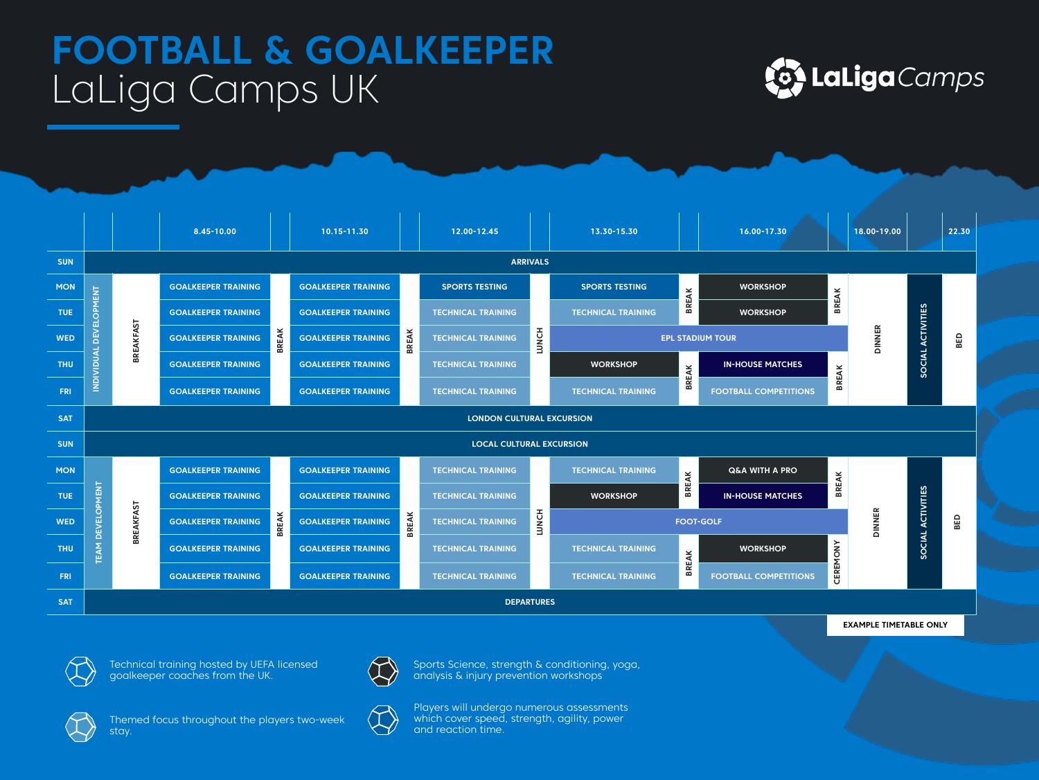# FOOTBALL & GOALKEEPER

LaLiga Camps UK

LaLigaCamps

| | | | 8.45-10.00 | | 10.15-11.30 | | 12.00-12.45 | | 13.30-15.30 | | 16.00-17.30 | | 18.00-19.00 | | 22.30 |
|---|---|---|---|---|---|---|---|---|---|---|---|---|---|---|---|
| SUN | ARRIVALS | | | | | | | | | | | | | | |
| MON | INDIVIDUAL DEVELOPMENT | BREAKFAST | GOALKEEPER TRAINING | BREAK | GOALKEEPER TRAINING | BREAK | SPORTS TESTING | LUNCH | SPORTS TESTING | BREAK | WORKSHOP | BREAK | DINNER | SOCIAL ACTIVITIES | BED |
| TUE | | | GOALKEEPER TRAINING | | GOALKEEPER TRAINING | | TECHNICAL TRAINING | | TECHNICAL TRAINING | | WORKSHOP | | | | |
| WED | | | GOALKEEPER TRAINING | | GOALKEEPER TRAINING | | TECHNICAL TRAINING | | EPL STADIUM TOUR | | | | | | |
| THU | | | GOALKEEPER TRAINING | | GOALKEEPER TRAINING | | TECHNICAL TRAINING | | WORKSHOP | BREAK | IN-HOUSE MATCHES | BREAK | | | |
| FRI | | | GOALKEEPER TRAINING | | GOALKEEPER TRAINING | | TECHNICAL TRAINING | | TECHNICAL TRAINING | | FOOTBALL COMPETITIONS | | | | |
| SAT | LONDON CULTURAL EXCURSION | | | | | | | | | | | | | | |
| SUN | LOCAL CULTURAL EXCURSION | | | | | | | | | | | | | | |
| MON | TEAM DEVELOPMENT | BREAKFAST | GOALKEEPER TRAINING | BREAK | GOALKEEPER TRAINING | BREAK | TECHNICAL TRAINING | LUNCH | TECHNICAL TRAINING | BREAK | Q&A WITH A PRO | BREAK | DINNER | SOCIAL ACTIVITIES | BED |
| TUE | | | GOALKEEPER TRAINING | | GOALKEEPER TRAINING | | TECHNICAL TRAINING | | WORKSHOP | | IN-HOUSE MATCHES | | | | |
| WED | | | GOALKEEPER TRAINING | | GOALKEEPER TRAINING | | TECHNICAL TRAINING | | FOOT-GOLF | | | | | | |
| THU | | | GOALKEEPER TRAINING | | GOALKEEPER TRAINING | | TECHNICAL TRAINING | | TECHNICAL TRAINING | BREAK | WORKSHOP | CEREMONY | | | |
| FRI | | | GOALKEEPER TRAINING | | GOALKEEPER TRAINING | | TECHNICAL TRAINING | | TECHNICAL TRAINING | | FOOTBALL COMPETITIONS | | | | |
| SAT | DEPARTURES | | | | | | | | | | | | | | |

EXAMPLE TIMETABLE ONLY

- Technical training hosted by UEFA licensed goalkeeper coaches from the UK.
- Sports Science, strength & conditioning, yoga, analysis & injury prevention workshops
- Themed focus throughout the players two-week stay.
- Players will undergo numerous assessments which cover speed, strength, agility, power and reaction time.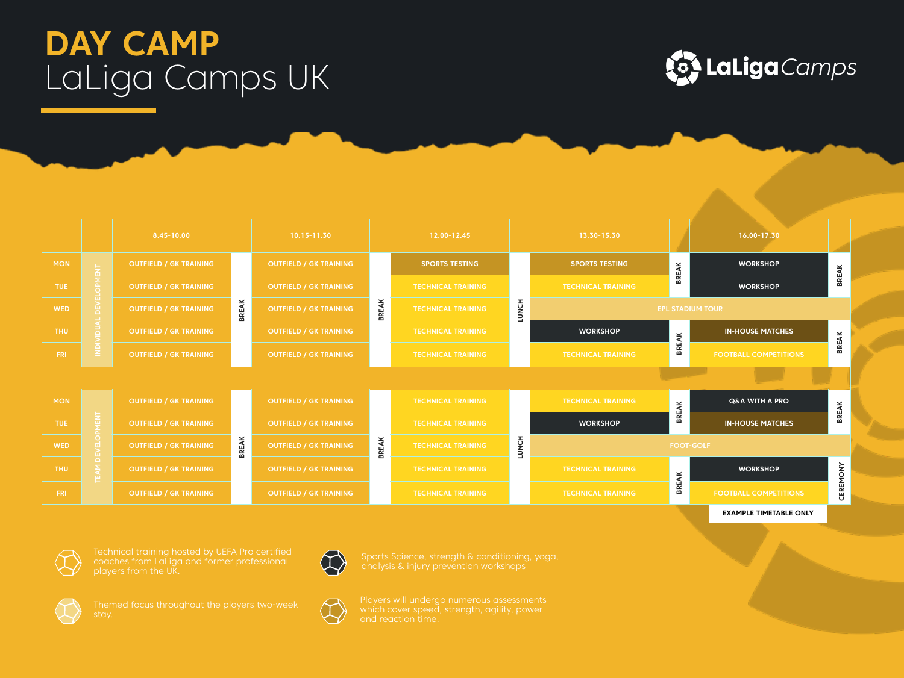# DAY CAMP

## LaLiga Camps UK

LaLiga Camps

| | | 8.45-10.00 | | 10.15-11.30 | | 12.00-12.45 | | 13.30-15.30 | | 16.00-17.30 | |
|---|---|---|---|---|---|---|---|---|---|---|---|
| MON | INDIVIDUAL DEVELOPMENT | OUTFIELD / GK TRAINING | BREAK | OUTFIELD / GK TRAINING | BREAK | SPORTS TESTING | LUNCH | SPORTS TESTING | BREAK | WORKSHOP | BREAK |
| TUE | | OUTFIELD / GK TRAINING | | OUTFIELD / GK TRAINING | | TECHNICAL TRAINING | | TECHNICAL TRAINING | | WORKSHOP | |
| WED | | OUTFIELD / GK TRAINING | | OUTFIELD / GK TRAINING | | TECHNICAL TRAINING | | EPL STADIUM TOUR | | | |
| THU | | OUTFIELD / GK TRAINING | | OUTFIELD / GK TRAINING | | TECHNICAL TRAINING | | WORKSHOP | BREAK | IN-HOUSE MATCHES | BREAK |
| FRI | | OUTFIELD / GK TRAINING | | OUTFIELD / GK TRAINING | | TECHNICAL TRAINING | | TECHNICAL TRAINING | | FOOTBALL COMPETITIONS | |
| MON | TEAM DEVELOPMENT | OUTFIELD / GK TRAINING | BREAK | OUTFIELD / GK TRAINING | BREAK | TECHNICAL TRAINING | LUNCH | TECHNICAL TRAINING | BREAK | Q&A WITH A PRO | BREAK |
| TUE | | OUTFIELD / GK TRAINING | | OUTFIELD / GK TRAINING | | TECHNICAL TRAINING | | WORKSHOP | | IN-HOUSE MATCHES | |
| WED | | OUTFIELD / GK TRAINING | | OUTFIELD / GK TRAINING | | TECHNICAL TRAINING | | FOOT-GOLF | | | |
| THU | | OUTFIELD / GK TRAINING | | OUTFIELD / GK TRAINING | | TECHNICAL TRAINING | | TECHNICAL TRAINING | BREAK | WORKSHOP | CEREMONY |
| FRI | | OUTFIELD / GK TRAINING | | OUTFIELD / GK TRAINING | | TECHNICAL TRAINING | | TECHNICAL TRAINING | | FOOTBALL COMPETITIONS | |

EXAMPLE TIMETABLE ONLY

- Technical training hosted by UEFA Pro certified coaches from LaLiga and former professional players from the UK.
- Sports Science, strength & conditioning, yoga, analysis & injury prevention workshops
- Themed focus throughout the players two-week stay.
- Players will undergo numerous assessments which cover speed, strength, agility, power and reaction time.